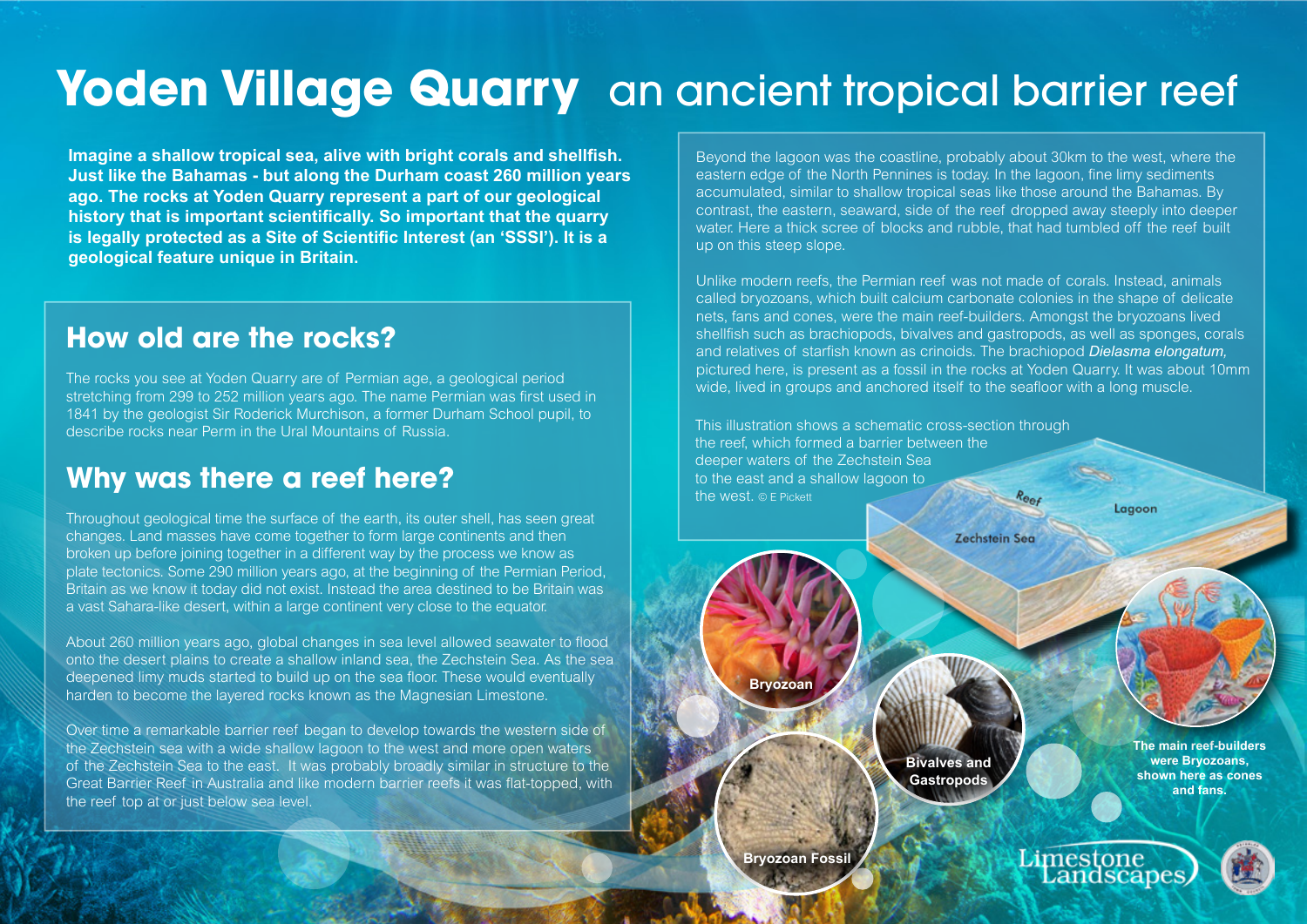# Yoden Village Quarry an ancient tropical barrier reef

**Imagine a shallow tropical sea, alive with bright corals and shellfish. Just like the Bahamas - but along the Durham coast 260 million years ago. The rocks at Yoden Quarry represent a part of our geological history that is important scientifically. So important that the quarry is legally protected as a Site of Scientific Interest (an 'SSSI'). It is a geological feature unique in Britain.**

## How old are the rocks?

The rocks you see at Yoden Quarry are of Permian age, a geological period stretching from 299 to 252 million years ago. The name Permian was first used in 1841 by the geologist Sir Roderick Murchison, a former Durham School pupil, to describe rocks near Perm in the Ural Mountains of Russia.

## Why was there a reef here?

Throughout geological time the surface of the earth, its outer shell, has seen great changes. Land masses have come together to form large continents and then broken up before joining together in a different way by the process we know as plate tectonics. Some 290 million years ago, at the beginning of the Permian Period, Britain as we know it today did not exist. Instead the area destined to be Britain was a vast Sahara-like desert, within a large continent very close to the equator.

About 260 million years ago, global changes in sea level allowed seawater to flood onto the desert plains to create a shallow inland sea, the Zechstein Sea. As the sea deepened limy muds started to build up on the sea floor. These would eventually harden to become the layered rocks known as the Magnesian Limestone.

Over time a remarkable barrier reef began to develop towards the western side of the Zechstein sea with a wide shallow lagoon to the west and more open waters of the Zechstein Sea to the east. It was probably broadly similar in structure to the Great Barrier Reef in Australia and like modern barrier reefs it was flat-topped, with the reef top at or just below sea level.

Beyond the lagoon was the coastline, probably about 30km to the west, where the eastern edge of the North Pennines is today. In the lagoon, fine limy sediments accumulated, similar to shallow tropical seas like those around the Bahamas. By contrast, the eastern, seaward, side of the reef dropped away steeply into deeper water. Here a thick scree of blocks and rubble, that had tumbled off the reef built up on this steep slope.

Unlike modern reefs, the Permian reef was not made of corals. Instead, animals called bryozoans, which built calcium carbonate colonies in the shape of delicate nets, fans and cones, were the main reef-builders. Amongst the bryozoans lived shellfish such as brachiopods, bivalves and gastropods, as well as sponges, corals and relatives of starfish known as crinoids. The brachiopod ***Dielasma elongatum,*** pictured here, is present as a fossil in the rocks at Yoden Quarry. It was about 10mm wide, lived in groups and anchored itself to the seafloor with a long muscle.

This illustration shows a schematic cross-section through the reef, which formed a barrier between the deeper waters of the Zechstein Sea to the east and a shallow lagoon to the west. © E Pickett

Reef

Lagoon

Zechstein Sea

Bryozoan

Bivalves and Gastropods

Bryozoan Fossil

The main reef-builders were Bryozoans, shown here as cones and fans.

Limestone Landscapes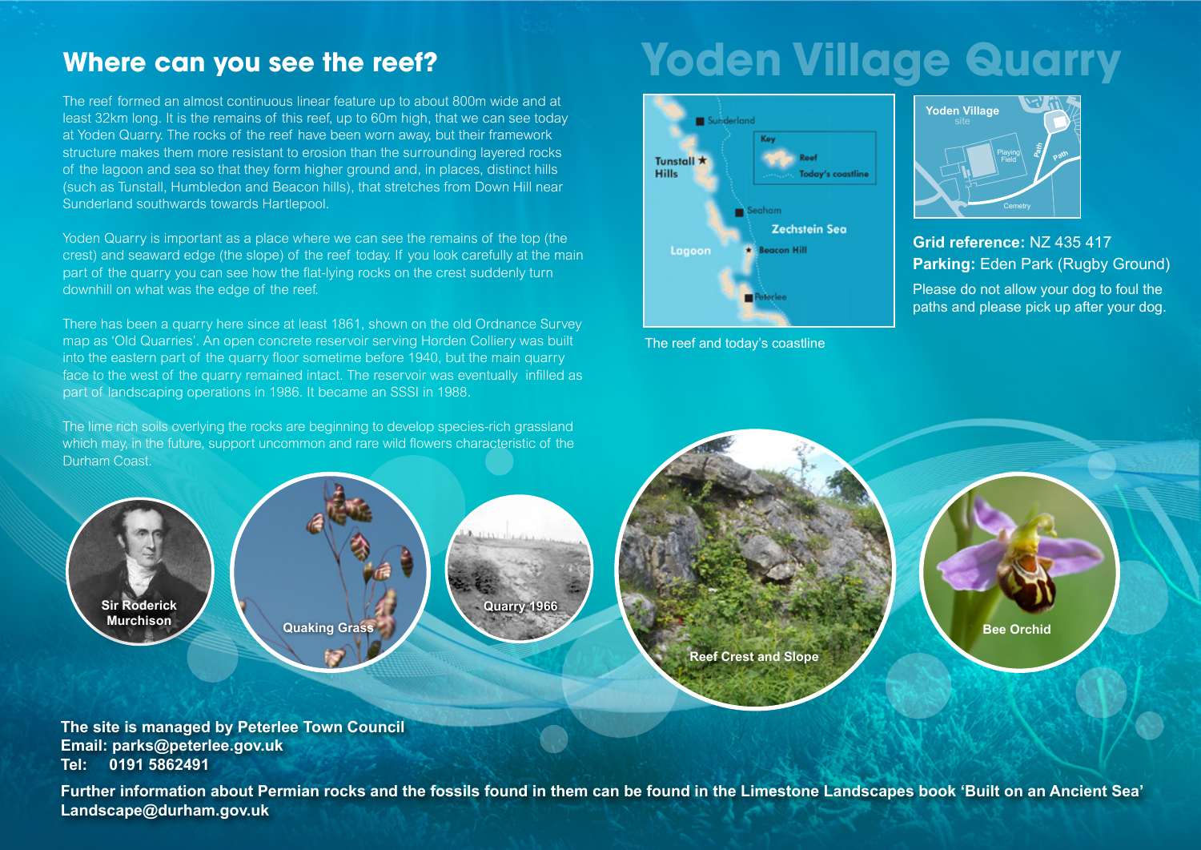## Where can you see the reef?

The reef formed an almost continuous linear feature up to about 800m wide and at least 32km long. It is the remains of this reef, up to 60m high, that we can see today at Yoden Quarry. The rocks of the reef have been worn away, but their framework structure makes them more resistant to erosion than the surrounding layered rocks of the lagoon and sea so that they form higher ground and, in places, distinct hills (such as Tunstall, Humbledon and Beacon hills), that stretches from Down Hill near Sunderland southwards towards Hartlepool.

Yoden Quarry is important as a place where we can see the remains of the top (the crest) and seaward edge (the slope) of the reef today. If you look carefully at the main part of the quarry you can see how the flat-lying rocks on the crest suddenly turn downhill on what was the edge of the reef.

There has been a quarry here since at least 1861, shown on the old Ordnance Survey map as 'Old Quarries'. An open concrete reservoir serving Horden Colliery was built into the eastern part of the quarry floor sometime before 1940, but the main quarry face to the west of the quarry remained intact. The reservoir was eventually infilled as part of landscaping operations in 1986. It became an SSSI in 1988.

The lime rich soils overlying the rocks are beginning to develop species-rich grassland which may, in the future, support uncommon and rare wild flowers characteristic of the Durham Coast.

# Yoden Village Quarry

Sunderland
Tunstall Hills
Key
Reef
Today's coastline
Seaham
Zechstein Sea
Lagoon
Beacon Hill
Peterlee

The reef and today's coastline

Yoden Village site
Playing Field
Path
Path
Cemetery

**Grid reference:** NZ 435 417
**Parking:** Eden Park (Rugby Ground)

Please do not allow your dog to foul the paths and please pick up after your dog.

Sir Roderick Murchison

Quaking Grass

Quarry 1966

Reef Crest and Slope

Bee Orchid

**The site is managed by Peterlee Town Council**
**Email: parks@peterlee.gov.uk**
**Tel: 0191 5862491**

**Further information about Permian rocks and the fossils found in them can be found in the Limestone Landscapes book 'Built on an Ancient Sea'**
**Landscape@durham.gov.uk**